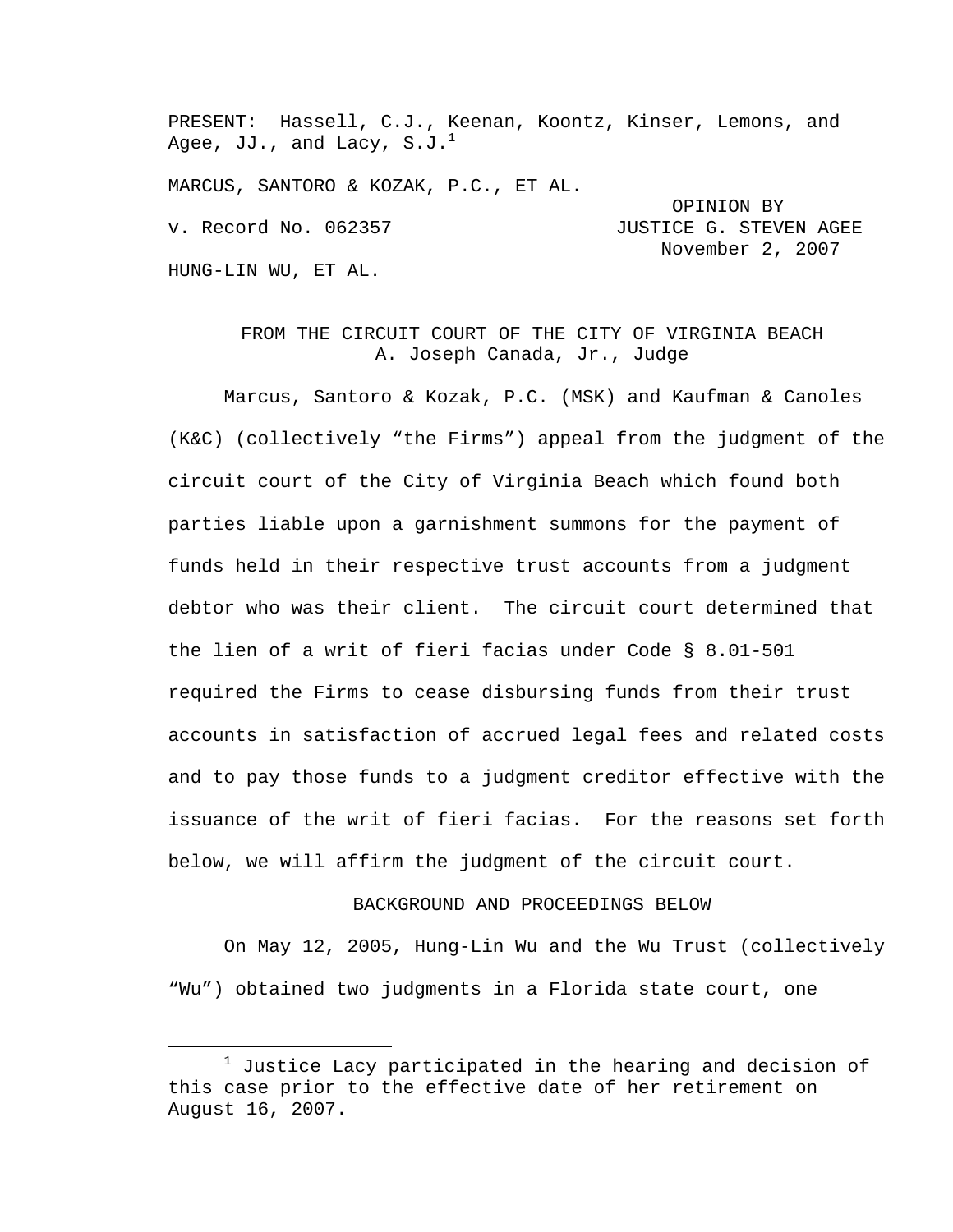PRESENT: Hassell, C.J., Keenan, Koontz, Kinser, Lemons, and Agee, JJ., and Lacy, S.J.[1]

MARCUS, SANTORO & KOZAK, P.C., ET AL.

v. Record No. 062357

OPINION BY JUSTICE G. STEVEN AGEE
November 2, 2007

HUNG-LIN WU, ET AL.

FROM THE CIRCUIT COURT OF THE CITY OF VIRGINIA BEACH
A. Joseph Canada, Jr., Judge

Marcus, Santoro & Kozak, P.C. (MSK) and Kaufman & Canoles (K&C) (collectively "the Firms") appeal from the judgment of the circuit court of the City of Virginia Beach which found both parties liable upon a garnishment summons for the payment of funds held in their respective trust accounts from a judgment debtor who was their client. The circuit court determined that the lien of a writ of fieri facias under Code § 8.01-501 required the Firms to cease disbursing funds from their trust accounts in satisfaction of accrued legal fees and related costs and to pay those funds to a judgment creditor effective with the issuance of the writ of fieri facias. For the reasons set forth below, we will affirm the judgment of the circuit court.

BACKGROUND AND PROCEEDINGS BELOW

On May 12, 2005, Hung-Lin Wu and the Wu Trust (collectively "Wu") obtained two judgments in a Florida state court, one

[1] Justice Lacy participated in the hearing and decision of this case prior to the effective date of her retirement on August 16, 2007.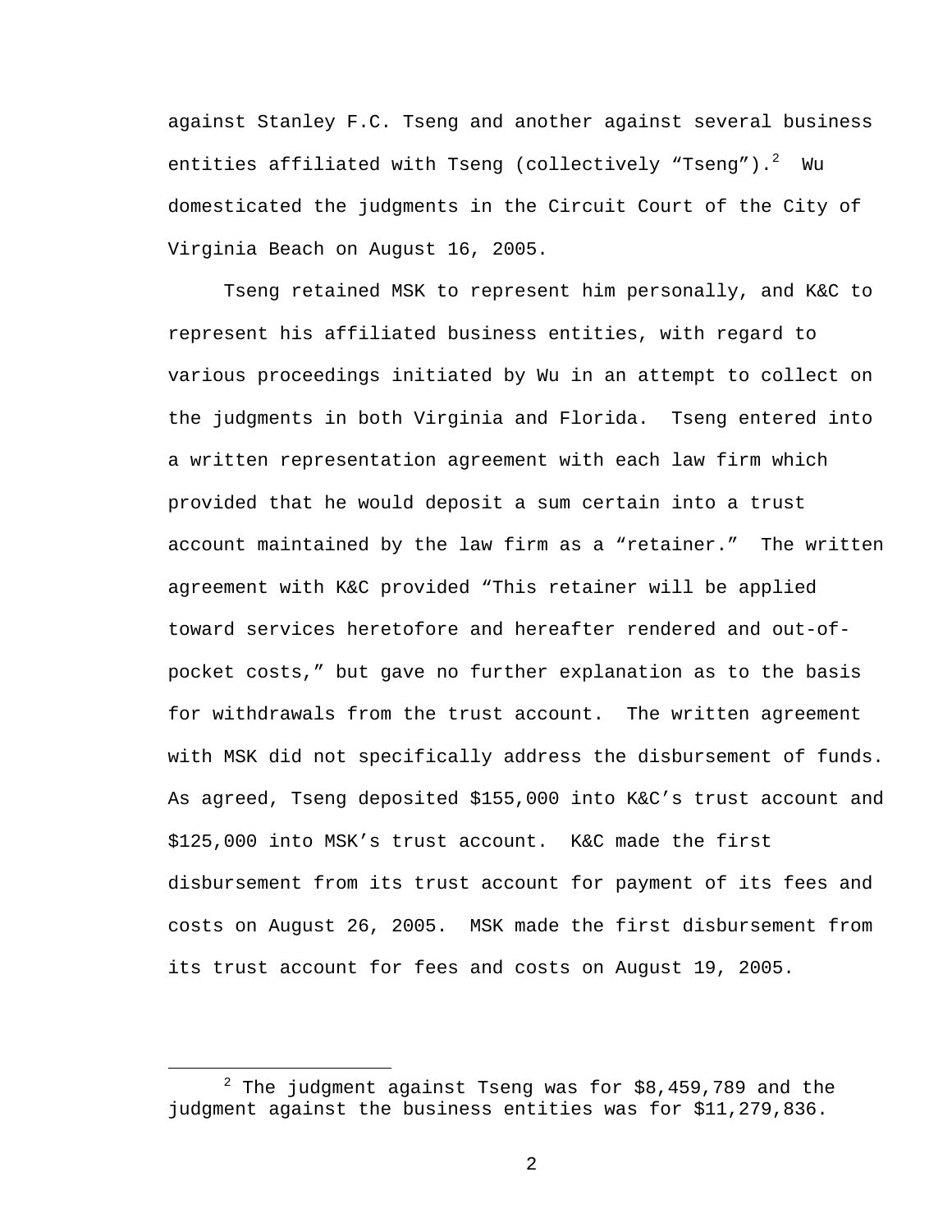against Stanley F.C. Tseng and another against several business entities affiliated with Tseng (collectively "Tseng").[2] Wu domesticated the judgments in the Circuit Court of the City of Virginia Beach on August 16, 2005.

Tseng retained MSK to represent him personally, and K&C to represent his affiliated business entities, with regard to various proceedings initiated by Wu in an attempt to collect on the judgments in both Virginia and Florida. Tseng entered into a written representation agreement with each law firm which provided that he would deposit a sum certain into a trust account maintained by the law firm as a "retainer." The written agreement with K&C provided "This retainer will be applied toward services heretofore and hereafter rendered and out-of-pocket costs," but gave no further explanation as to the basis for withdrawals from the trust account. The written agreement with MSK did not specifically address the disbursement of funds. As agreed, Tseng deposited $155,000 into K&C's trust account and $125,000 into MSK's trust account. K&C made the first disbursement from its trust account for payment of its fees and costs on August 26, 2005. MSK made the first disbursement from its trust account for fees and costs on August 19, 2005.

---

[2] The judgment against Tseng was for $8,459,789 and the judgment against the business entities was for $11,279,836.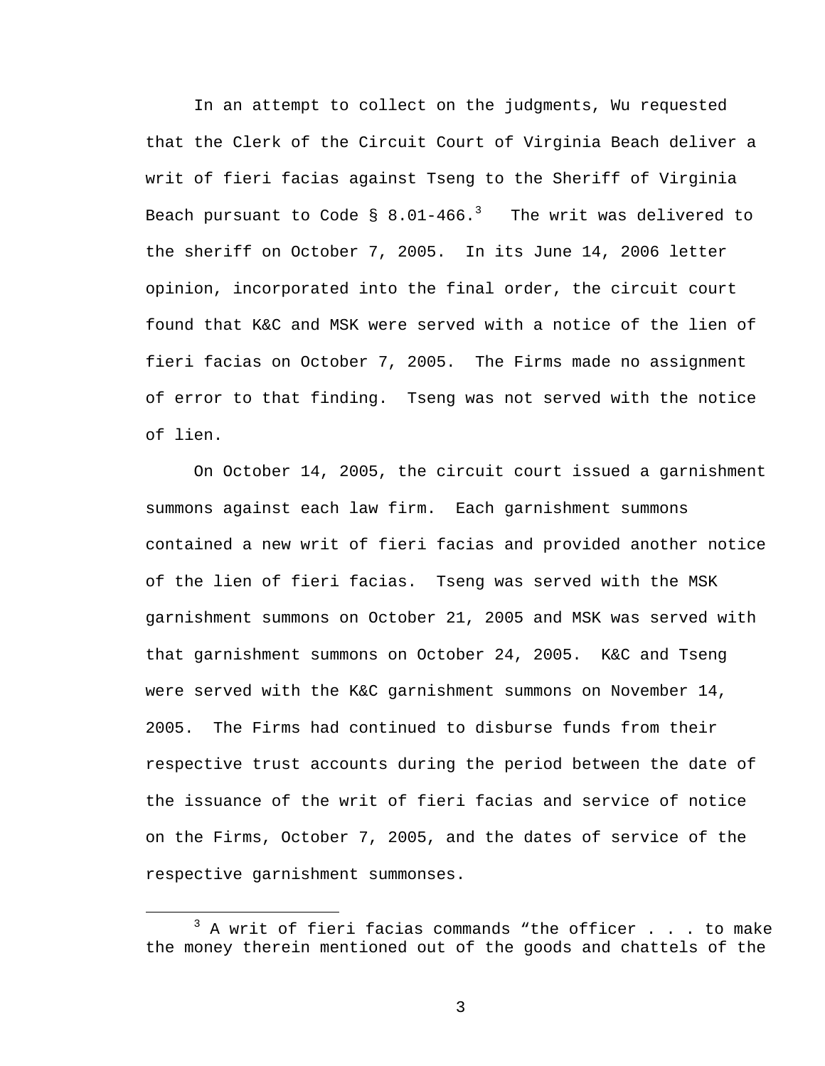In an attempt to collect on the judgments, Wu requested that the Clerk of the Circuit Court of Virginia Beach deliver a writ of fieri facias against Tseng to the Sheriff of Virginia Beach pursuant to Code § 8.01-466.[3] The writ was delivered to the sheriff on October 7, 2005. In its June 14, 2006 letter opinion, incorporated into the final order, the circuit court found that K&C and MSK were served with a notice of the lien of fieri facias on October 7, 2005. The Firms made no assignment of error to that finding. Tseng was not served with the notice of lien.

On October 14, 2005, the circuit court issued a garnishment summons against each law firm. Each garnishment summons contained a new writ of fieri facias and provided another notice of the lien of fieri facias. Tseng was served with the MSK garnishment summons on October 21, 2005 and MSK was served with that garnishment summons on October 24, 2005. K&C and Tseng were served with the K&C garnishment summons on November 14, 2005. The Firms had continued to disburse funds from their respective trust accounts during the period between the date of the issuance of the writ of fieri facias and service of notice on the Firms, October 7, 2005, and the dates of service of the respective garnishment summonses.

[3] A writ of fieri facias commands "the officer . . . to make the money therein mentioned out of the goods and chattels of the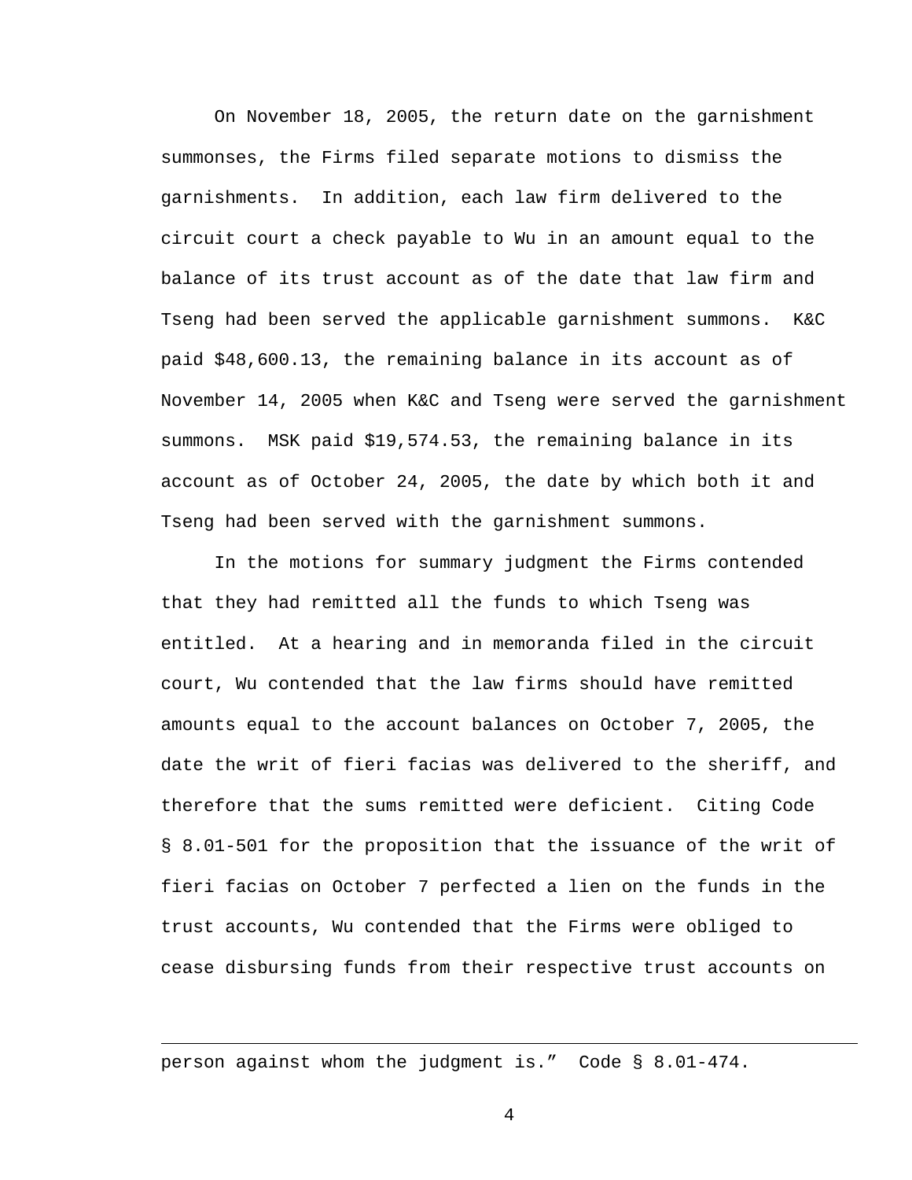On November 18, 2005, the return date on the garnishment summonses, the Firms filed separate motions to dismiss the garnishments. In addition, each law firm delivered to the circuit court a check payable to Wu in an amount equal to the balance of its trust account as of the date that law firm and Tseng had been served the applicable garnishment summons. K&C paid $48,600.13, the remaining balance in its account as of November 14, 2005 when K&C and Tseng were served the garnishment summons. MSK paid $19,574.53, the remaining balance in its account as of October 24, 2005, the date by which both it and Tseng had been served with the garnishment summons.

In the motions for summary judgment the Firms contended that they had remitted all the funds to which Tseng was entitled. At a hearing and in memoranda filed in the circuit court, Wu contended that the law firms should have remitted amounts equal to the account balances on October 7, 2005, the date the writ of fieri facias was delivered to the sheriff, and therefore that the sums remitted were deficient. Citing Code § 8.01-501 for the proposition that the issuance of the writ of fieri facias on October 7 perfected a lien on the funds in the trust accounts, Wu contended that the Firms were obliged to cease disbursing funds from their respective trust accounts on

---

person against whom the judgment is." Code § 8.01-474.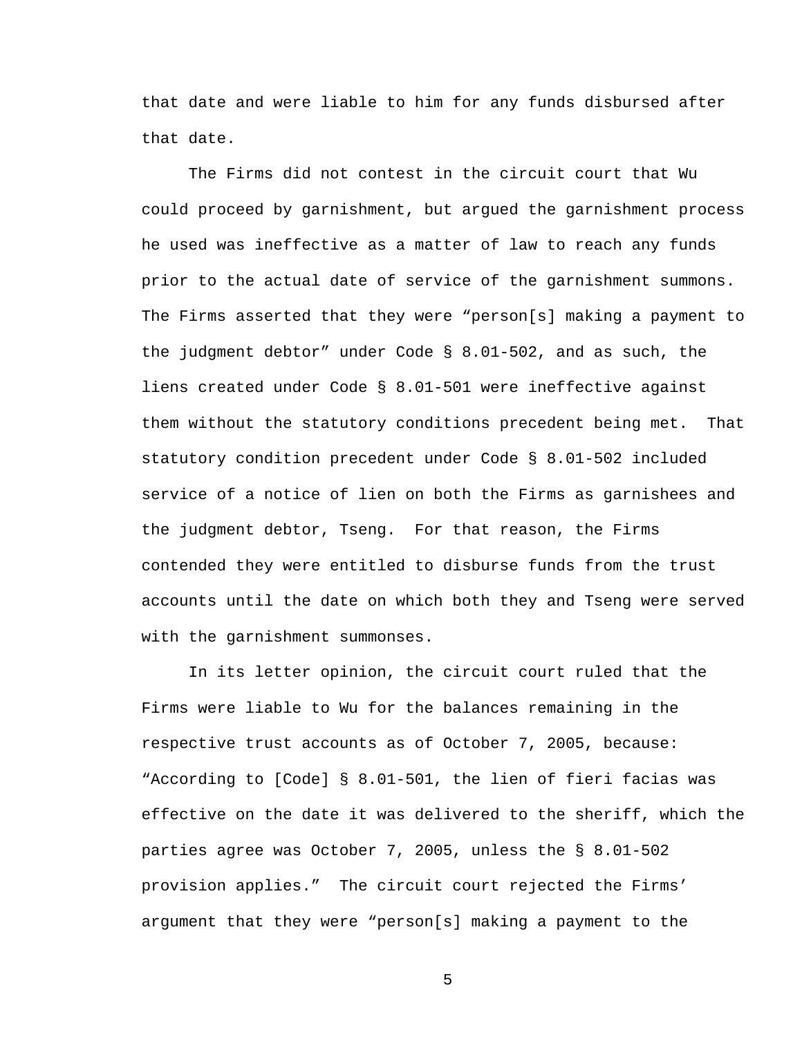that date and were liable to him for any funds disbursed after that date.

The Firms did not contest in the circuit court that Wu could proceed by garnishment, but argued the garnishment process he used was ineffective as a matter of law to reach any funds prior to the actual date of service of the garnishment summons. The Firms asserted that they were "person[s] making a payment to the judgment debtor" under Code § 8.01-502, and as such, the liens created under Code § 8.01-501 were ineffective against them without the statutory conditions precedent being met. That statutory condition precedent under Code § 8.01-502 included service of a notice of lien on both the Firms as garnishees and the judgment debtor, Tseng. For that reason, the Firms contended they were entitled to disburse funds from the trust accounts until the date on which both they and Tseng were served with the garnishment summonses.

In its letter opinion, the circuit court ruled that the Firms were liable to Wu for the balances remaining in the respective trust accounts as of October 7, 2005, because: "According to [Code] § 8.01-501, the lien of fieri facias was effective on the date it was delivered to the sheriff, which the parties agree was October 7, 2005, unless the § 8.01-502 provision applies." The circuit court rejected the Firms' argument that they were "person[s] making a payment to the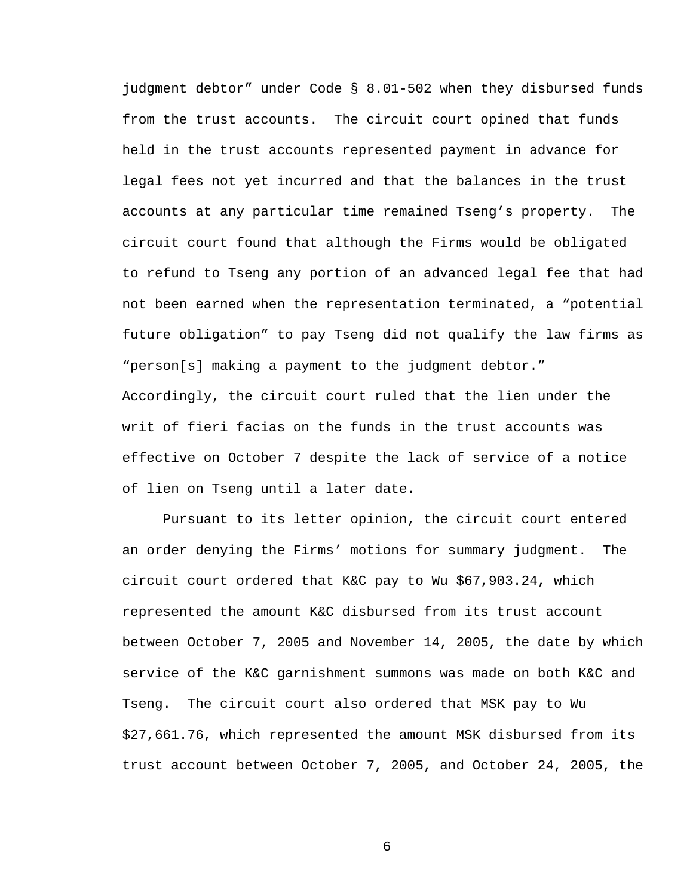judgment debtor" under Code § 8.01-502 when they disbursed funds from the trust accounts. The circuit court opined that funds held in the trust accounts represented payment in advance for legal fees not yet incurred and that the balances in the trust accounts at any particular time remained Tseng's property. The circuit court found that although the Firms would be obligated to refund to Tseng any portion of an advanced legal fee that had not been earned when the representation terminated, a "potential future obligation" to pay Tseng did not qualify the law firms as "person[s] making a payment to the judgment debtor." Accordingly, the circuit court ruled that the lien under the writ of fieri facias on the funds in the trust accounts was effective on October 7 despite the lack of service of a notice of lien on Tseng until a later date.

Pursuant to its letter opinion, the circuit court entered an order denying the Firms' motions for summary judgment. The circuit court ordered that K&C pay to Wu $67,903.24, which represented the amount K&C disbursed from its trust account between October 7, 2005 and November 14, 2005, the date by which service of the K&C garnishment summons was made on both K&C and Tseng. The circuit court also ordered that MSK pay to Wu $27,661.76, which represented the amount MSK disbursed from its trust account between October 7, 2005, and October 24, 2005, the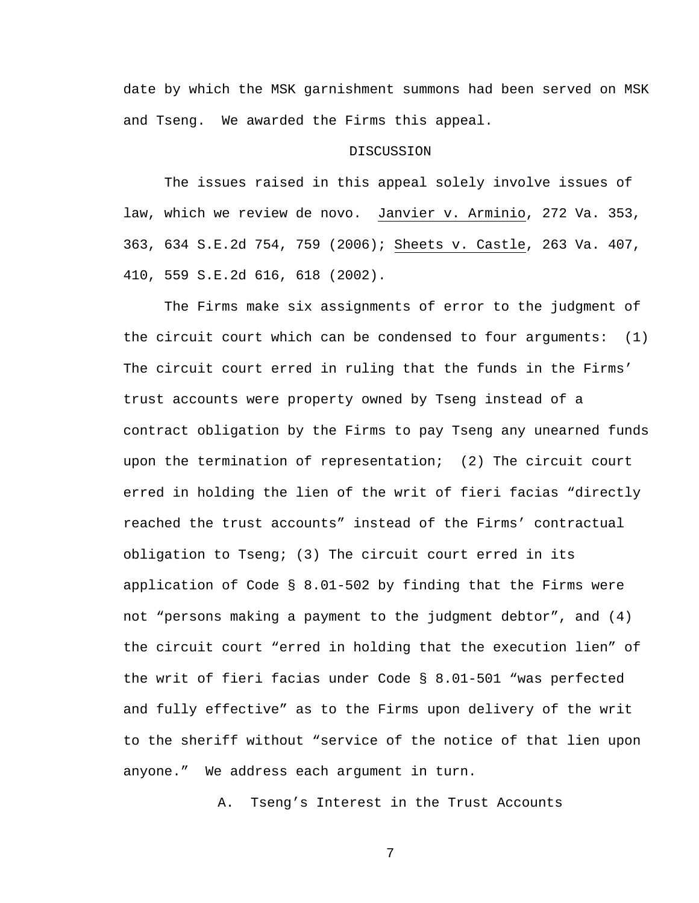date by which the MSK garnishment summons had been served on MSK and Tseng. We awarded the Firms this appeal.

## DISCUSSION

The issues raised in this appeal solely involve issues of law, which we review de novo. Janvier v. Arminio, 272 Va. 353, 363, 634 S.E.2d 754, 759 (2006); Sheets v. Castle, 263 Va. 407, 410, 559 S.E.2d 616, 618 (2002).

The Firms make six assignments of error to the judgment of the circuit court which can be condensed to four arguments: (1) The circuit court erred in ruling that the funds in the Firms' trust accounts were property owned by Tseng instead of a contract obligation by the Firms to pay Tseng any unearned funds upon the termination of representation; (2) The circuit court erred in holding the lien of the writ of fieri facias "directly reached the trust accounts" instead of the Firms' contractual obligation to Tseng; (3) The circuit court erred in its application of Code § 8.01-502 by finding that the Firms were not "persons making a payment to the judgment debtor", and (4) the circuit court "erred in holding that the execution lien" of the writ of fieri facias under Code § 8.01-501 "was perfected and fully effective" as to the Firms upon delivery of the writ to the sheriff without "service of the notice of that lien upon anyone." We address each argument in turn.

### A. Tseng's Interest in the Trust Accounts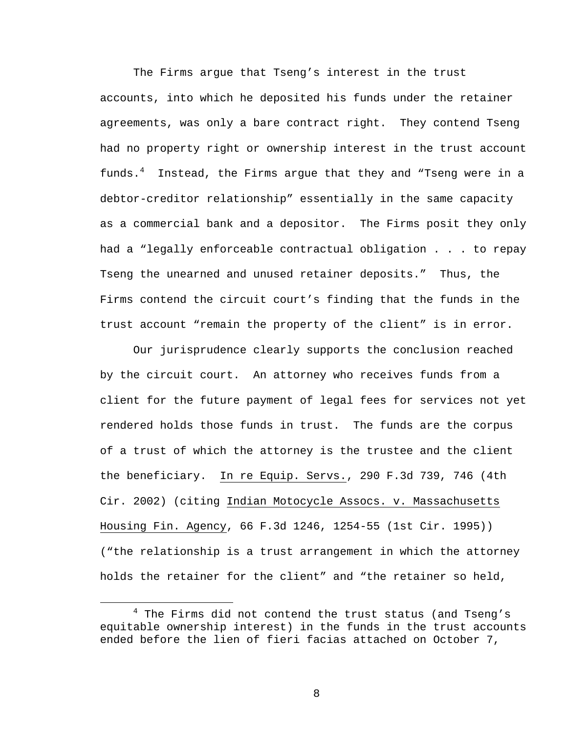The Firms argue that Tseng's interest in the trust accounts, into which he deposited his funds under the retainer agreements, was only a bare contract right. They contend Tseng had no property right or ownership interest in the trust account funds.[4] Instead, the Firms argue that they and "Tseng were in a debtor-creditor relationship" essentially in the same capacity as a commercial bank and a depositor. The Firms posit they only had a "legally enforceable contractual obligation . . . to repay Tseng the unearned and unused retainer deposits." Thus, the Firms contend the circuit court's finding that the funds in the trust account "remain the property of the client" is in error.

Our jurisprudence clearly supports the conclusion reached by the circuit court. An attorney who receives funds from a client for the future payment of legal fees for services not yet rendered holds those funds in trust. The funds are the corpus of a trust of which the attorney is the trustee and the client the beneficiary. In re Equip. Servs., 290 F.3d 739, 746 (4th Cir. 2002) (citing Indian Motocycle Assocs. v. Massachusetts Housing Fin. Agency, 66 F.3d 1246, 1254-55 (1st Cir. 1995)) ("the relationship is a trust arrangement in which the attorney holds the retainer for the client" and "the retainer so held,

[4] The Firms did not contend the trust status (and Tseng's equitable ownership interest) in the funds in the trust accounts ended before the lien of fieri facias attached on October 7,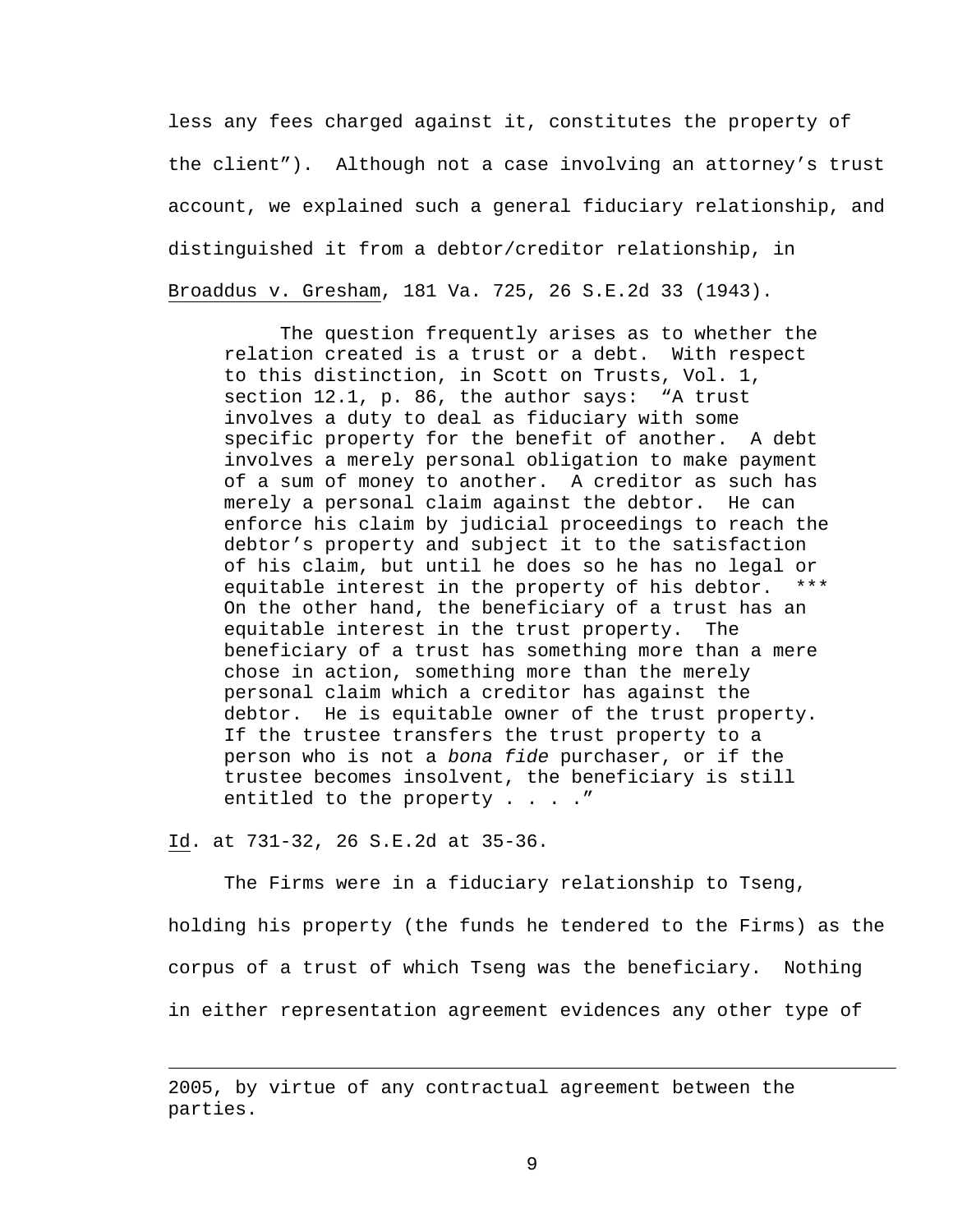less any fees charged against it, constitutes the property of the client"). Although not a case involving an attorney's trust account, we explained such a general fiduciary relationship, and distinguished it from a debtor/creditor relationship, in Broaddus v. Gresham, 181 Va. 725, 26 S.E.2d 33 (1943).

> The question frequently arises as to whether the relation created is a trust or a debt. With respect to this distinction, in Scott on Trusts, Vol. 1, section 12.1, p. 86, the author says: "A trust involves a duty to deal as fiduciary with some specific property for the benefit of another. A debt involves a merely personal obligation to make payment of a sum of money to another. A creditor as such has merely a personal claim against the debtor. He can enforce his claim by judicial proceedings to reach the debtor's property and subject it to the satisfaction of his claim, but until he does so he has no legal or equitable interest in the property of his debtor. *** On the other hand, the beneficiary of a trust has an equitable interest in the trust property. The beneficiary of a trust has something more than a mere chose in action, something more than the merely personal claim which a creditor has against the debtor. He is equitable owner of the trust property. If the trustee transfers the trust property to a person who is not a *bona fide* purchaser, or if the trustee becomes insolvent, the beneficiary is still entitled to the property . . . ."

Id. at 731-32, 26 S.E.2d at 35-36.

The Firms were in a fiduciary relationship to Tseng, holding his property (the funds he tendered to the Firms) as the corpus of a trust of which Tseng was the beneficiary. Nothing in either representation agreement evidences any other type of

---

2005, by virtue of any contractual agreement between the parties.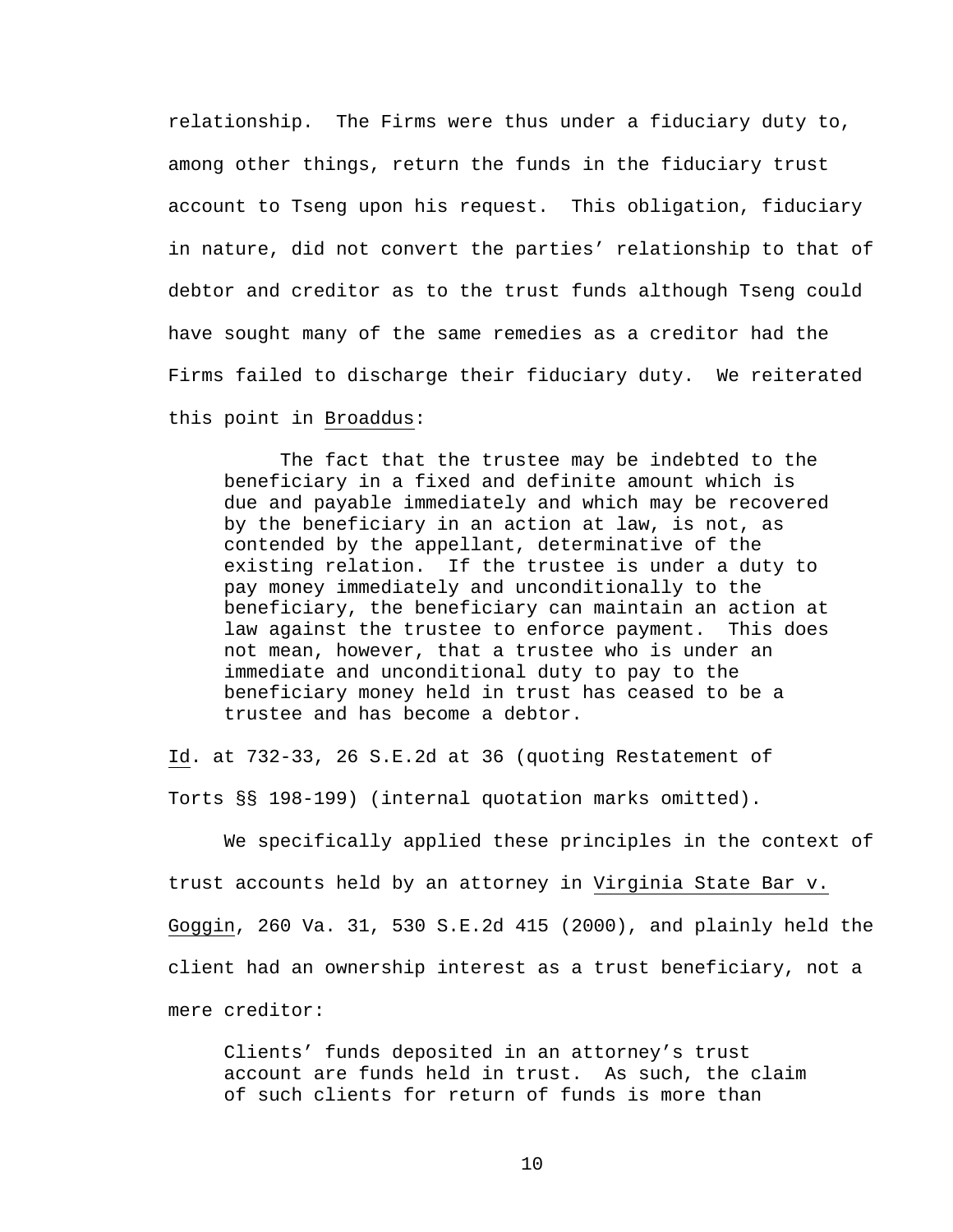relationship. The Firms were thus under a fiduciary duty to, among other things, return the funds in the fiduciary trust account to Tseng upon his request. This obligation, fiduciary in nature, did not convert the parties' relationship to that of debtor and creditor as to the trust funds although Tseng could have sought many of the same remedies as a creditor had the Firms failed to discharge their fiduciary duty. We reiterated this point in Broaddus:

> The fact that the trustee may be indebted to the beneficiary in a fixed and definite amount which is due and payable immediately and which may be recovered by the beneficiary in an action at law, is not, as contended by the appellant, determinative of the existing relation. If the trustee is under a duty to pay money immediately and unconditionally to the beneficiary, the beneficiary can maintain an action at law against the trustee to enforce payment. This does not mean, however, that a trustee who is under an immediate and unconditional duty to pay to the beneficiary money held in trust has ceased to be a trustee and has become a debtor.

Id. at 732-33, 26 S.E.2d at 36 (quoting Restatement of Torts §§ 198-199) (internal quotation marks omitted).

We specifically applied these principles in the context of trust accounts held by an attorney in Virginia State Bar v. Goggin, 260 Va. 31, 530 S.E.2d 415 (2000), and plainly held the client had an ownership interest as a trust beneficiary, not a mere creditor:

> Clients' funds deposited in an attorney's trust account are funds held in trust. As such, the claim of such clients for return of funds is more than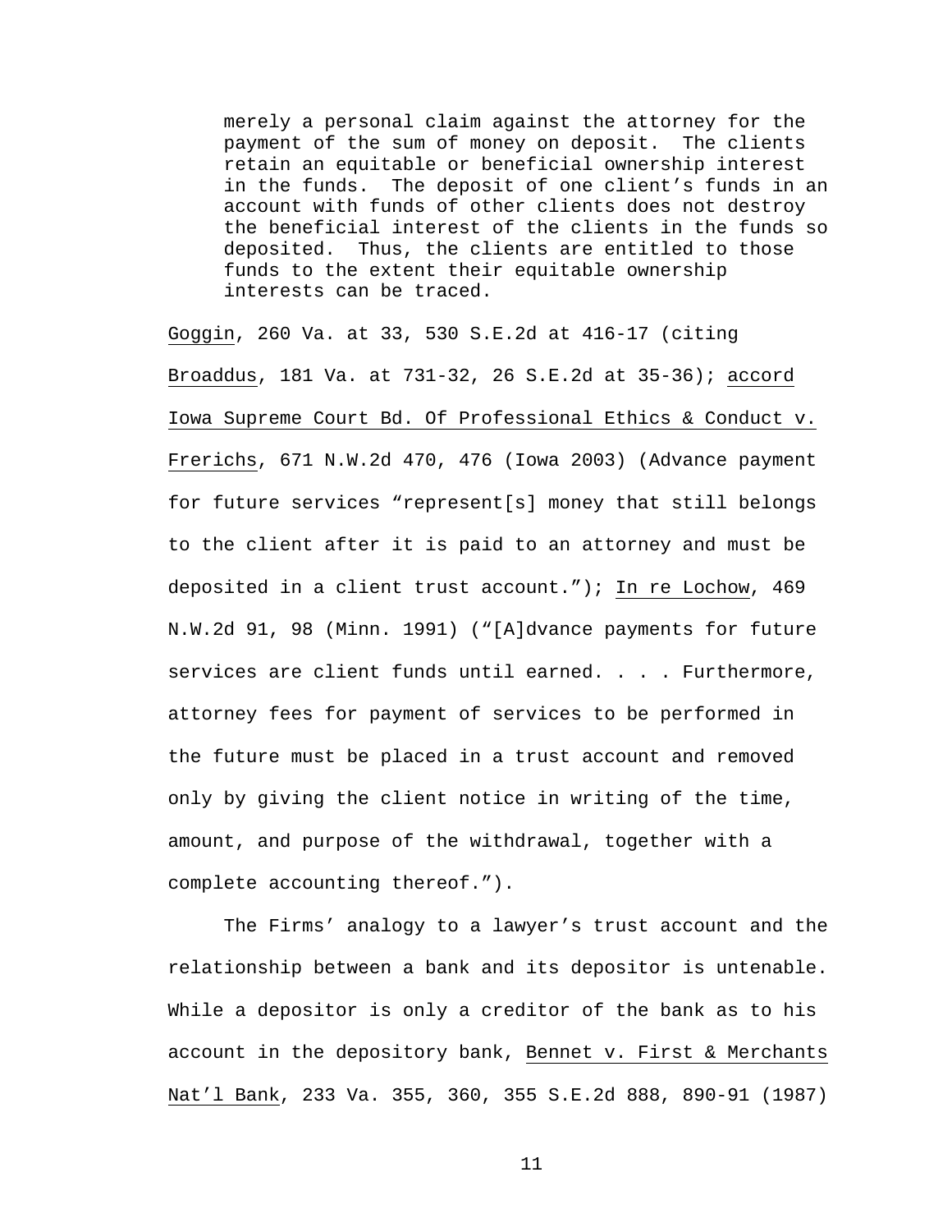> merely a personal claim against the attorney for the payment of the sum of money on deposit. The clients retain an equitable or beneficial ownership interest in the funds. The deposit of one client's funds in an account with funds of other clients does not destroy the beneficial interest of the clients in the funds so deposited. Thus, the clients are entitled to those funds to the extent their equitable ownership interests can be traced.

Goggin, 260 Va. at 33, 530 S.E.2d at 416-17 (citing Broaddus, 181 Va. at 731-32, 26 S.E.2d at 35-36); accord Iowa Supreme Court Bd. Of Professional Ethics & Conduct v. Frerichs, 671 N.W.2d 470, 476 (Iowa 2003) (Advance payment for future services "represent[s] money that still belongs to the client after it is paid to an attorney and must be deposited in a client trust account."); In re Lochow, 469 N.W.2d 91, 98 (Minn. 1991) ("[A]dvance payments for future services are client funds until earned. . . . Furthermore, attorney fees for payment of services to be performed in the future must be placed in a trust account and removed only by giving the client notice in writing of the time, amount, and purpose of the withdrawal, together with a complete accounting thereof.").

The Firms' analogy to a lawyer's trust account and the relationship between a bank and its depositor is untenable. While a depositor is only a creditor of the bank as to his account in the depository bank, Bennet v. First & Merchants Nat'l Bank, 233 Va. 355, 360, 355 S.E.2d 888, 890-91 (1987)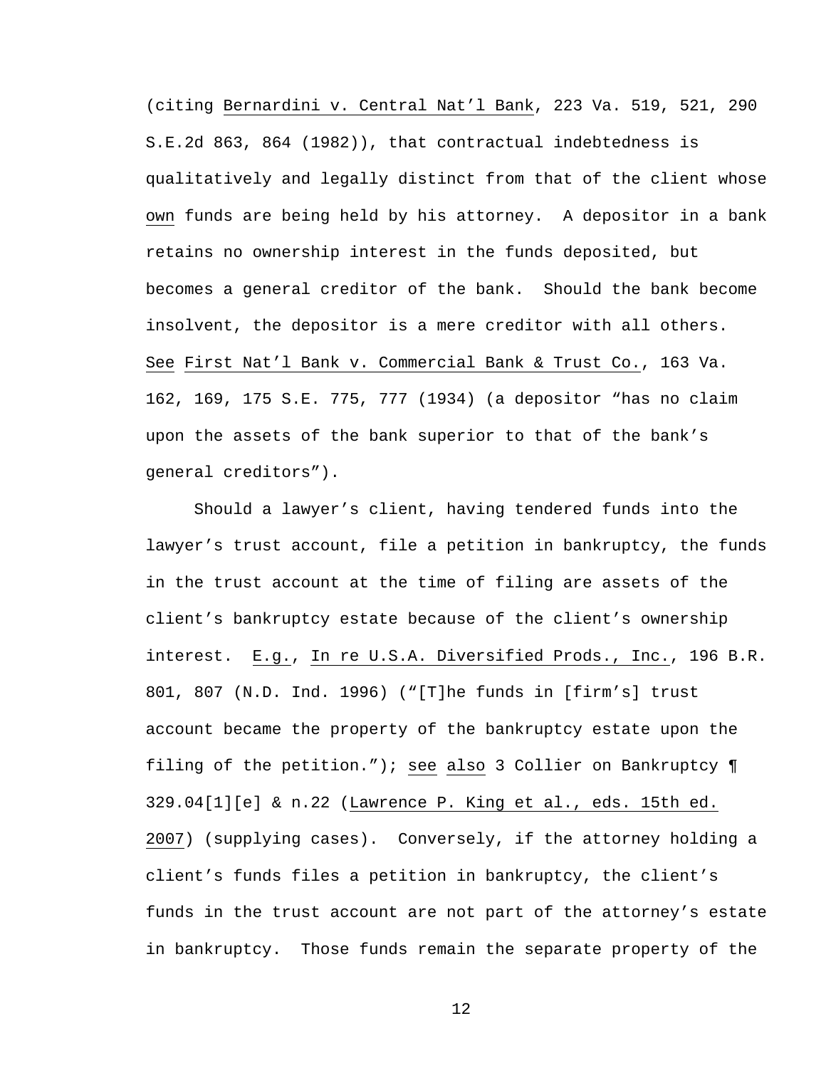(citing Bernardini v. Central Nat'l Bank, 223 Va. 519, 521, 290 S.E.2d 863, 864 (1982)), that contractual indebtedness is qualitatively and legally distinct from that of the client whose own funds are being held by his attorney. A depositor in a bank retains no ownership interest in the funds deposited, but becomes a general creditor of the bank. Should the bank become insolvent, the depositor is a mere creditor with all others. See First Nat'l Bank v. Commercial Bank & Trust Co., 163 Va. 162, 169, 175 S.E. 775, 777 (1934) (a depositor "has no claim upon the assets of the bank superior to that of the bank's general creditors").

Should a lawyer's client, having tendered funds into the lawyer's trust account, file a petition in bankruptcy, the funds in the trust account at the time of filing are assets of the client's bankruptcy estate because of the client's ownership interest. E.g., In re U.S.A. Diversified Prods., Inc., 196 B.R. 801, 807 (N.D. Ind. 1996) ("[T]he funds in [firm's] trust account became the property of the bankruptcy estate upon the filing of the petition."); see also 3 Collier on Bankruptcy ¶ 329.04[1][e] & n.22 (Lawrence P. King et al., eds. 15th ed. 2007) (supplying cases). Conversely, if the attorney holding a client's funds files a petition in bankruptcy, the client's funds in the trust account are not part of the attorney's estate in bankruptcy. Those funds remain the separate property of the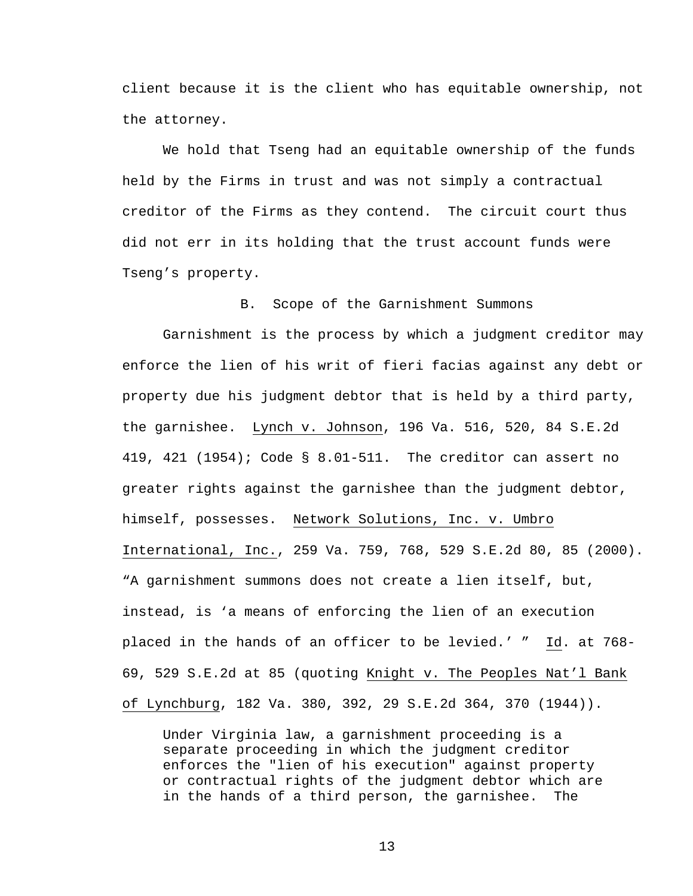client because it is the client who has equitable ownership, not the attorney.

We hold that Tseng had an equitable ownership of the funds held by the Firms in trust and was not simply a contractual creditor of the Firms as they contend. The circuit court thus did not err in its holding that the trust account funds were Tseng's property.

### B. Scope of the Garnishment Summons

Garnishment is the process by which a judgment creditor may enforce the lien of his writ of fieri facias against any debt or property due his judgment debtor that is held by a third party, the garnishee. Lynch v. Johnson, 196 Va. 516, 520, 84 S.E.2d 419, 421 (1954); Code § 8.01-511. The creditor can assert no greater rights against the garnishee than the judgment debtor, himself, possesses. Network Solutions, Inc. v. Umbro International, Inc., 259 Va. 759, 768, 529 S.E.2d 80, 85 (2000). "A garnishment summons does not create a lien itself, but, instead, is 'a means of enforcing the lien of an execution placed in the hands of an officer to be levied.' " Id. at 768-69, 529 S.E.2d at 85 (quoting Knight v. The Peoples Nat'l Bank of Lynchburg, 182 Va. 380, 392, 29 S.E.2d 364, 370 (1944)).

> Under Virginia law, a garnishment proceeding is a separate proceeding in which the judgment creditor enforces the "lien of his execution" against property or contractual rights of the judgment debtor which are in the hands of a third person, the garnishee. The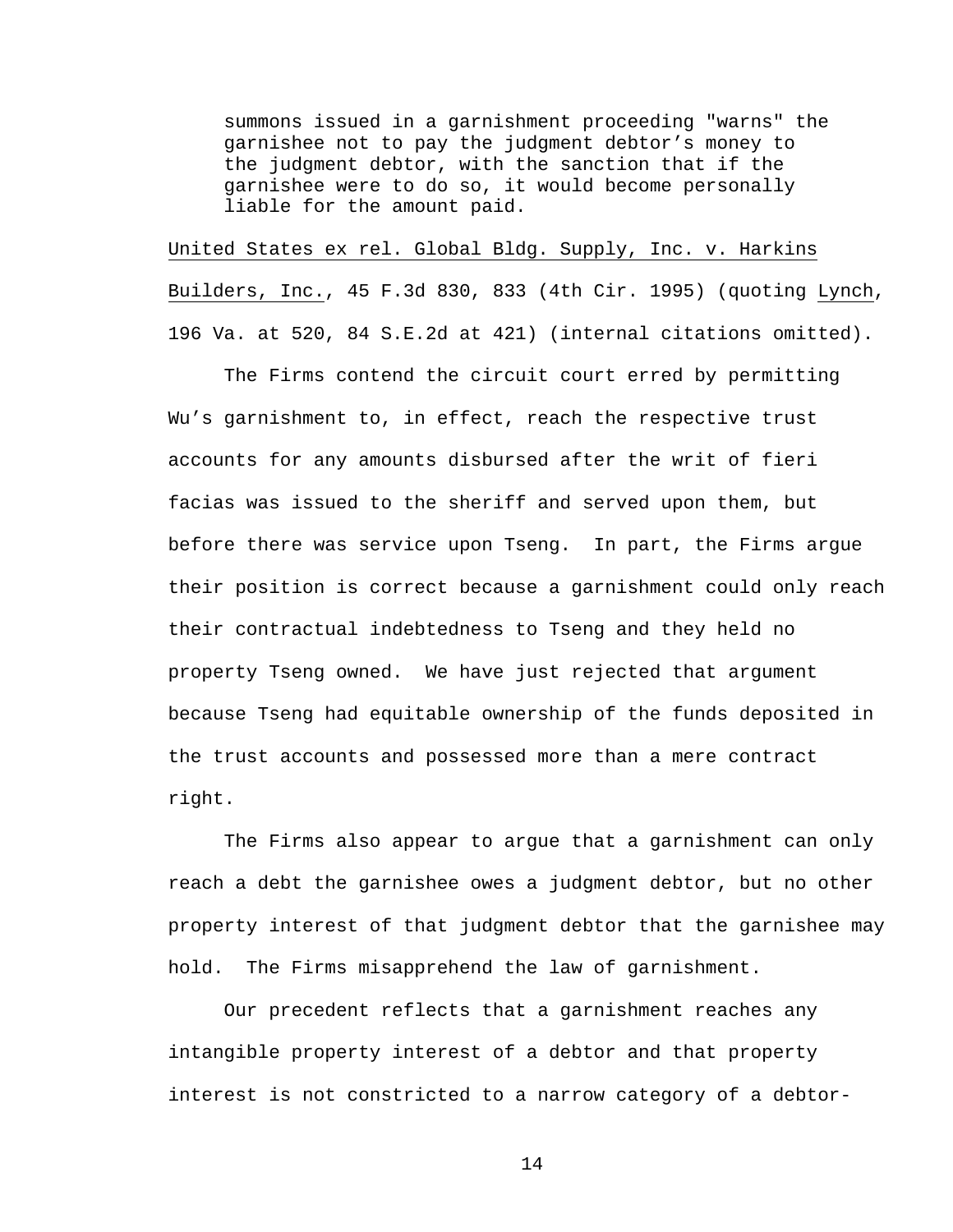> summons issued in a garnishment proceeding "warns" the garnishee not to pay the judgment debtor's money to the judgment debtor, with the sanction that if the garnishee were to do so, it would become personally liable for the amount paid.

United States ex rel. Global Bldg. Supply, Inc. v. Harkins Builders, Inc., 45 F.3d 830, 833 (4th Cir. 1995) (quoting Lynch, 196 Va. at 520, 84 S.E.2d at 421) (internal citations omitted).

The Firms contend the circuit court erred by permitting Wu's garnishment to, in effect, reach the respective trust accounts for any amounts disbursed after the writ of fieri facias was issued to the sheriff and served upon them, but before there was service upon Tseng. In part, the Firms argue their position is correct because a garnishment could only reach their contractual indebtedness to Tseng and they held no property Tseng owned. We have just rejected that argument because Tseng had equitable ownership of the funds deposited in the trust accounts and possessed more than a mere contract right.

The Firms also appear to argue that a garnishment can only reach a debt the garnishee owes a judgment debtor, but no other property interest of that judgment debtor that the garnishee may hold. The Firms misapprehend the law of garnishment.

Our precedent reflects that a garnishment reaches any intangible property interest of a debtor and that property interest is not constricted to a narrow category of a debtor-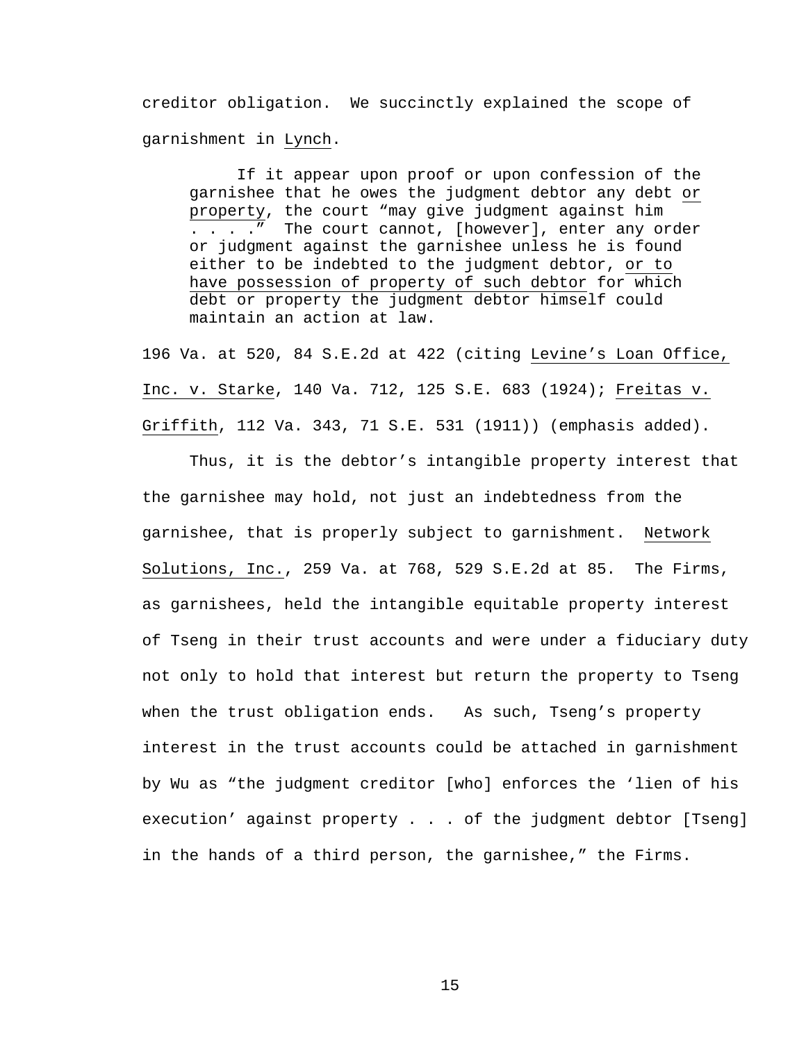creditor obligation. We succinctly explained the scope of garnishment in _Lynch_.

> If it appear upon proof or upon confession of the garnishee that he owes the judgment debtor any debt _or property_, the court "may give judgment against him . . . ." The court cannot, [however], enter any order or judgment against the garnishee unless he is found either to be indebted to the judgment debtor, _or to have possession of property of such debtor_ for which debt or property the judgment debtor himself could maintain an action at law.

196 Va. at 520, 84 S.E.2d at 422 (citing _Levine's Loan Office, Inc. v. Starke_, 140 Va. 712, 125 S.E. 683 (1924); _Freitas v. Griffith_, 112 Va. 343, 71 S.E. 531 (1911)) (emphasis added).

Thus, it is the debtor's intangible property interest that the garnishee may hold, not just an indebtedness from the garnishee, that is properly subject to garnishment. _Network Solutions, Inc._, 259 Va. at 768, 529 S.E.2d at 85. The Firms, as garnishees, held the intangible equitable property interest of Tseng in their trust accounts and were under a fiduciary duty not only to hold that interest but return the property to Tseng when the trust obligation ends. As such, Tseng's property interest in the trust accounts could be attached in garnishment by Wu as "the judgment creditor [who] enforces the 'lien of his execution' against property . . . of the judgment debtor [Tseng] in the hands of a third person, the garnishee," the Firms.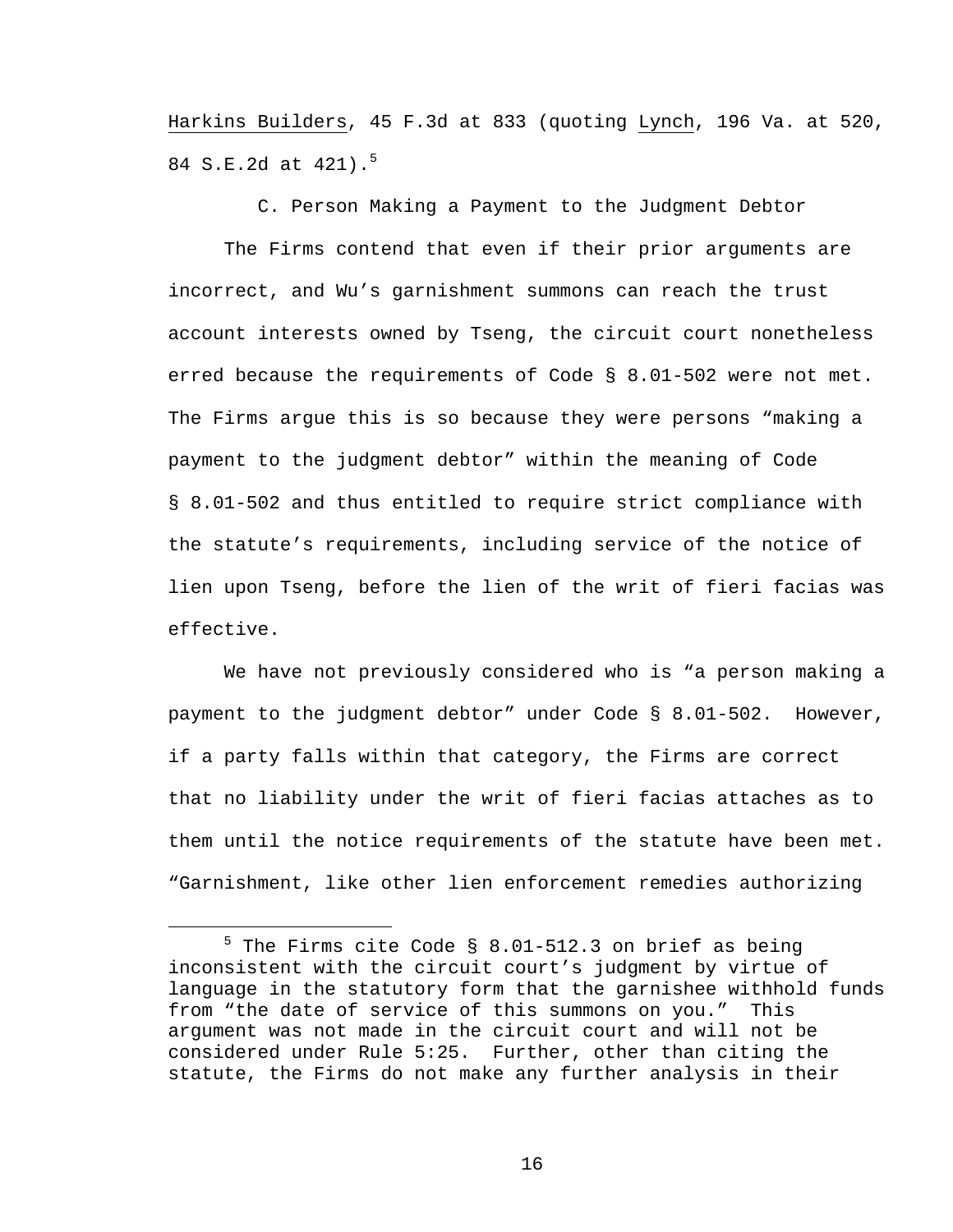Harkins Builders, 45 F.3d at 833 (quoting Lynch, 196 Va. at 520, 84 S.E.2d at 421).[5]

C. Person Making a Payment to the Judgment Debtor

The Firms contend that even if their prior arguments are incorrect, and Wu's garnishment summons can reach the trust account interests owned by Tseng, the circuit court nonetheless erred because the requirements of Code § 8.01-502 were not met. The Firms argue this is so because they were persons "making a payment to the judgment debtor" within the meaning of Code § 8.01-502 and thus entitled to require strict compliance with the statute's requirements, including service of the notice of lien upon Tseng, before the lien of the writ of fieri facias was effective.

We have not previously considered who is "a person making a payment to the judgment debtor" under Code § 8.01-502. However, if a party falls within that category, the Firms are correct that no liability under the writ of fieri facias attaches as to them until the notice requirements of the statute have been met. "Garnishment, like other lien enforcement remedies authorizing

[5] The Firms cite Code § 8.01-512.3 on brief as being inconsistent with the circuit court's judgment by virtue of language in the statutory form that the garnishee withhold funds from "the date of service of this summons on you." This argument was not made in the circuit court and will not be considered under Rule 5:25. Further, other than citing the statute, the Firms do not make any further analysis in their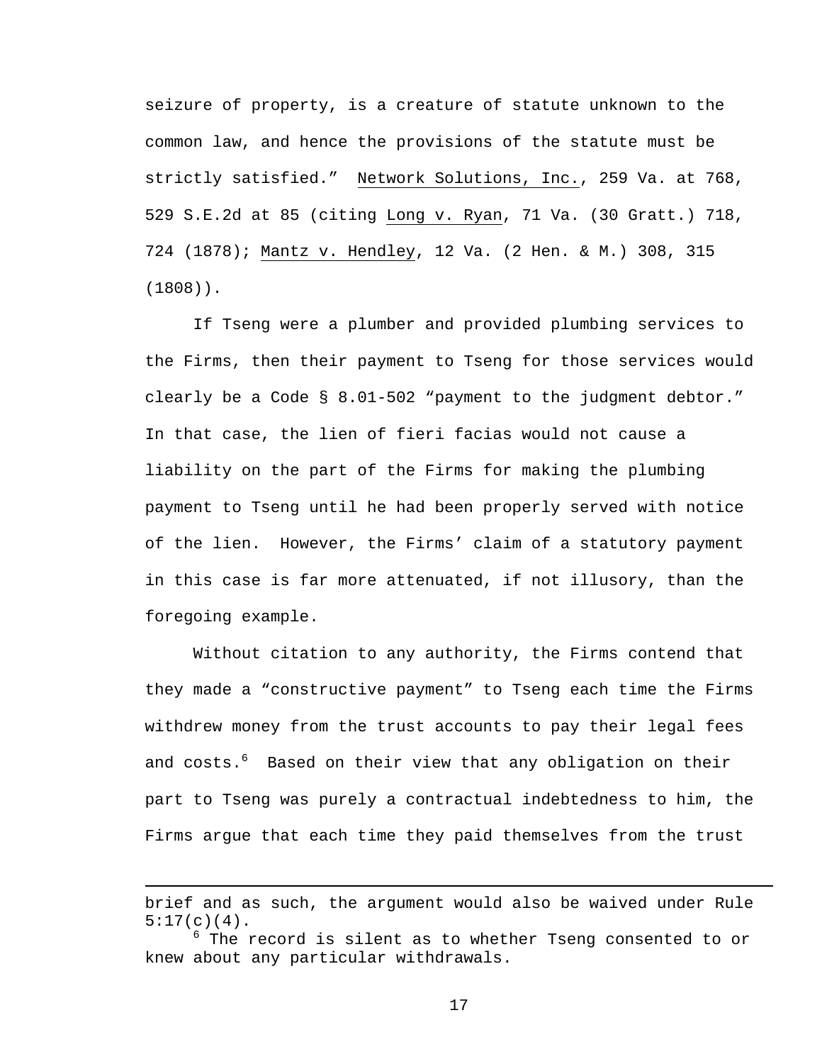seizure of property, is a creature of statute unknown to the common law, and hence the provisions of the statute must be strictly satisfied." Network Solutions, Inc., 259 Va. at 768, 529 S.E.2d at 85 (citing Long v. Ryan, 71 Va. (30 Gratt.) 718, 724 (1878); Mantz v. Hendley, 12 Va. (2 Hen. & M.) 308, 315 (1808)).

If Tseng were a plumber and provided plumbing services to the Firms, then their payment to Tseng for those services would clearly be a Code § 8.01-502 "payment to the judgment debtor." In that case, the lien of fieri facias would not cause a liability on the part of the Firms for making the plumbing payment to Tseng until he had been properly served with notice of the lien. However, the Firms' claim of a statutory payment in this case is far more attenuated, if not illusory, than the foregoing example.

Without citation to any authority, the Firms contend that they made a "constructive payment" to Tseng each time the Firms withdrew money from the trust accounts to pay their legal fees and costs.[6] Based on their view that any obligation on their part to Tseng was purely a contractual indebtedness to him, the Firms argue that each time they paid themselves from the trust

---

brief and as such, the argument would also be waived under Rule 5:17(c)(4).

[6] The record is silent as to whether Tseng consented to or knew about any particular withdrawals.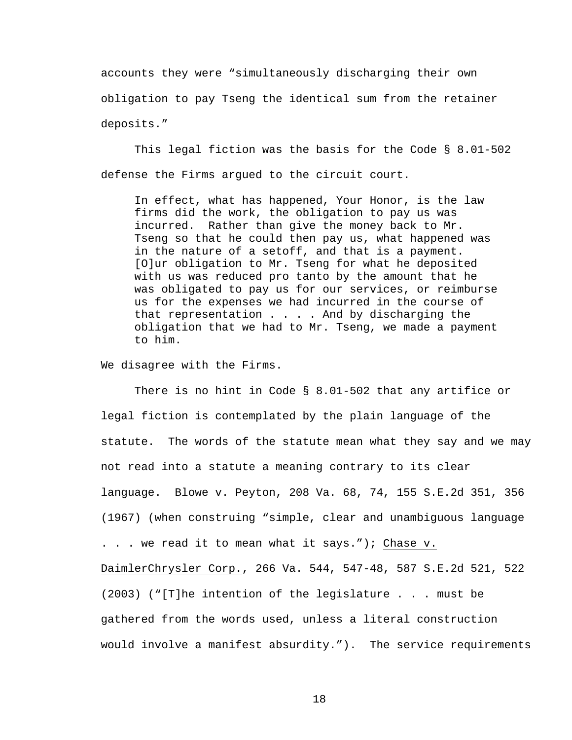accounts they were "simultaneously discharging their own obligation to pay Tseng the identical sum from the retainer deposits."

This legal fiction was the basis for the Code § 8.01-502 defense the Firms argued to the circuit court.

> In effect, what has happened, Your Honor, is the law firms did the work, the obligation to pay us was incurred. Rather than give the money back to Mr. Tseng so that he could then pay us, what happened was in the nature of a setoff, and that is a payment. [O]ur obligation to Mr. Tseng for what he deposited with us was reduced pro tanto by the amount that he was obligated to pay us for our services, or reimburse us for the expenses we had incurred in the course of that representation . . . . And by discharging the obligation that we had to Mr. Tseng, we made a payment to him.

We disagree with the Firms.

There is no hint in Code § 8.01-502 that any artifice or legal fiction is contemplated by the plain language of the statute. The words of the statute mean what they say and we may not read into a statute a meaning contrary to its clear language. Blowe v. Peyton, 208 Va. 68, 74, 155 S.E.2d 351, 356 (1967) (when construing "simple, clear and unambiguous language . . . we read it to mean what it says."); Chase v. DaimlerChrysler Corp., 266 Va. 544, 547-48, 587 S.E.2d 521, 522 (2003) ("[T]he intention of the legislature . . . must be gathered from the words used, unless a literal construction would involve a manifest absurdity."). The service requirements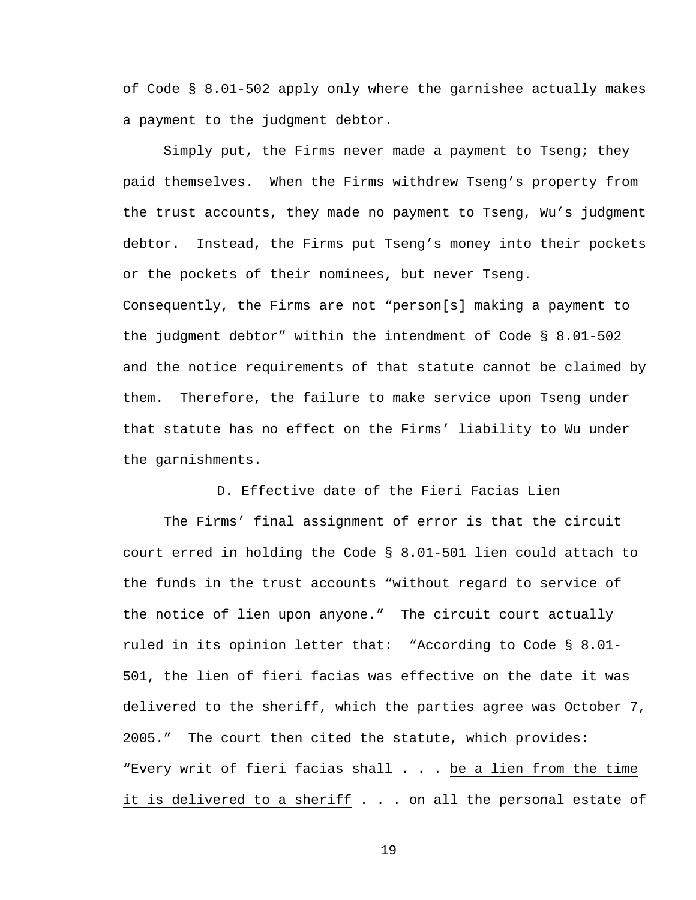of Code § 8.01-502 apply only where the garnishee actually makes a payment to the judgment debtor.

Simply put, the Firms never made a payment to Tseng; they paid themselves. When the Firms withdrew Tseng's property from the trust accounts, they made no payment to Tseng, Wu's judgment debtor. Instead, the Firms put Tseng's money into their pockets or the pockets of their nominees, but never Tseng. Consequently, the Firms are not "person[s] making a payment to the judgment debtor" within the intendment of Code § 8.01-502 and the notice requirements of that statute cannot be claimed by them. Therefore, the failure to make service upon Tseng under that statute has no effect on the Firms' liability to Wu under the garnishments.

### D. Effective date of the Fieri Facias Lien

The Firms' final assignment of error is that the circuit court erred in holding the Code § 8.01-501 lien could attach to the funds in the trust accounts "without regard to service of the notice of lien upon anyone." The circuit court actually ruled in its opinion letter that: "According to Code § 8.01-501, the lien of fieri facias was effective on the date it was delivered to the sheriff, which the parties agree was October 7, 2005." The court then cited the statute, which provides: "Every writ of fieri facias shall . . . <u>be a lien from the time it is delivered to a sheriff</u> . . . on all the personal estate of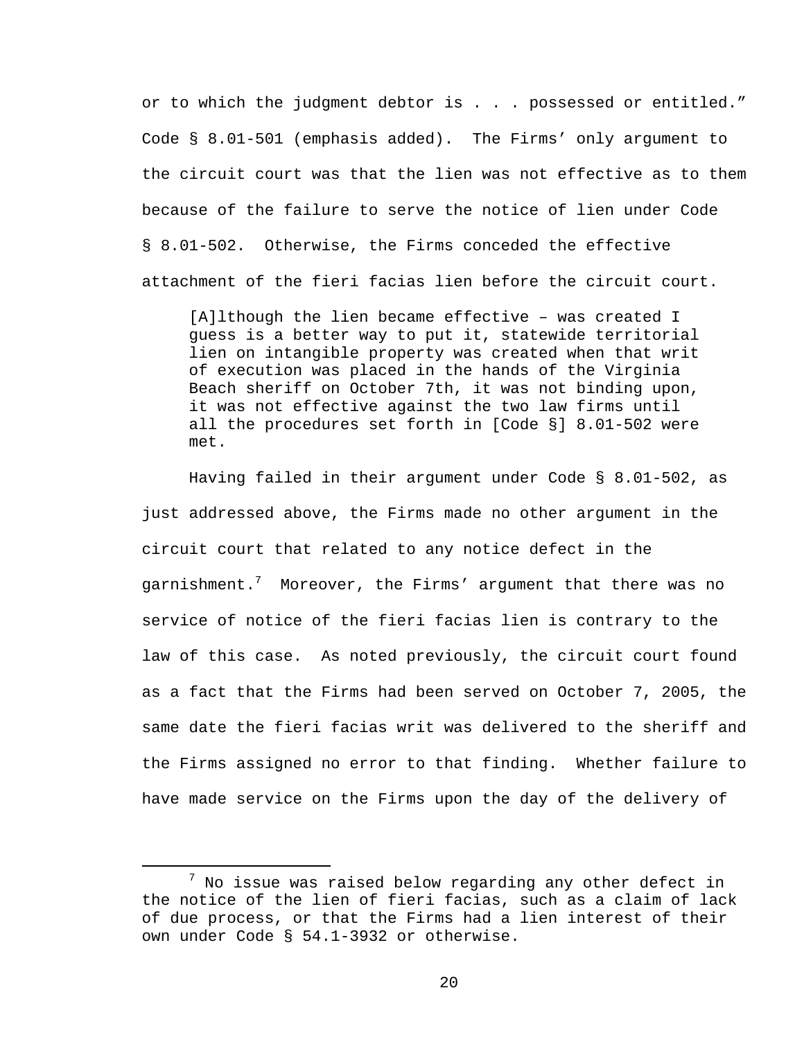or to which the judgment debtor is . . . possessed or entitled." Code § 8.01-501 (emphasis added). The Firms' only argument to the circuit court was that the lien was not effective as to them because of the failure to serve the notice of lien under Code § 8.01-502. Otherwise, the Firms conceded the effective attachment of the fieri facias lien before the circuit court.

> [A]lthough the lien became effective – was created I guess is a better way to put it, statewide territorial lien on intangible property was created when that writ of execution was placed in the hands of the Virginia Beach sheriff on October 7th, it was not binding upon, it was not effective against the two law firms until all the procedures set forth in [Code §] 8.01-502 were met.

Having failed in their argument under Code § 8.01-502, as just addressed above, the Firms made no other argument in the circuit court that related to any notice defect in the garnishment.[7] Moreover, the Firms' argument that there was no service of notice of the fieri facias lien is contrary to the law of this case. As noted previously, the circuit court found as a fact that the Firms had been served on October 7, 2005, the same date the fieri facias writ was delivered to the sheriff and the Firms assigned no error to that finding. Whether failure to have made service on the Firms upon the day of the delivery of

---

[7] No issue was raised below regarding any other defect in the notice of the lien of fieri facias, such as a claim of lack of due process, or that the Firms had a lien interest of their own under Code § 54.1-3932 or otherwise.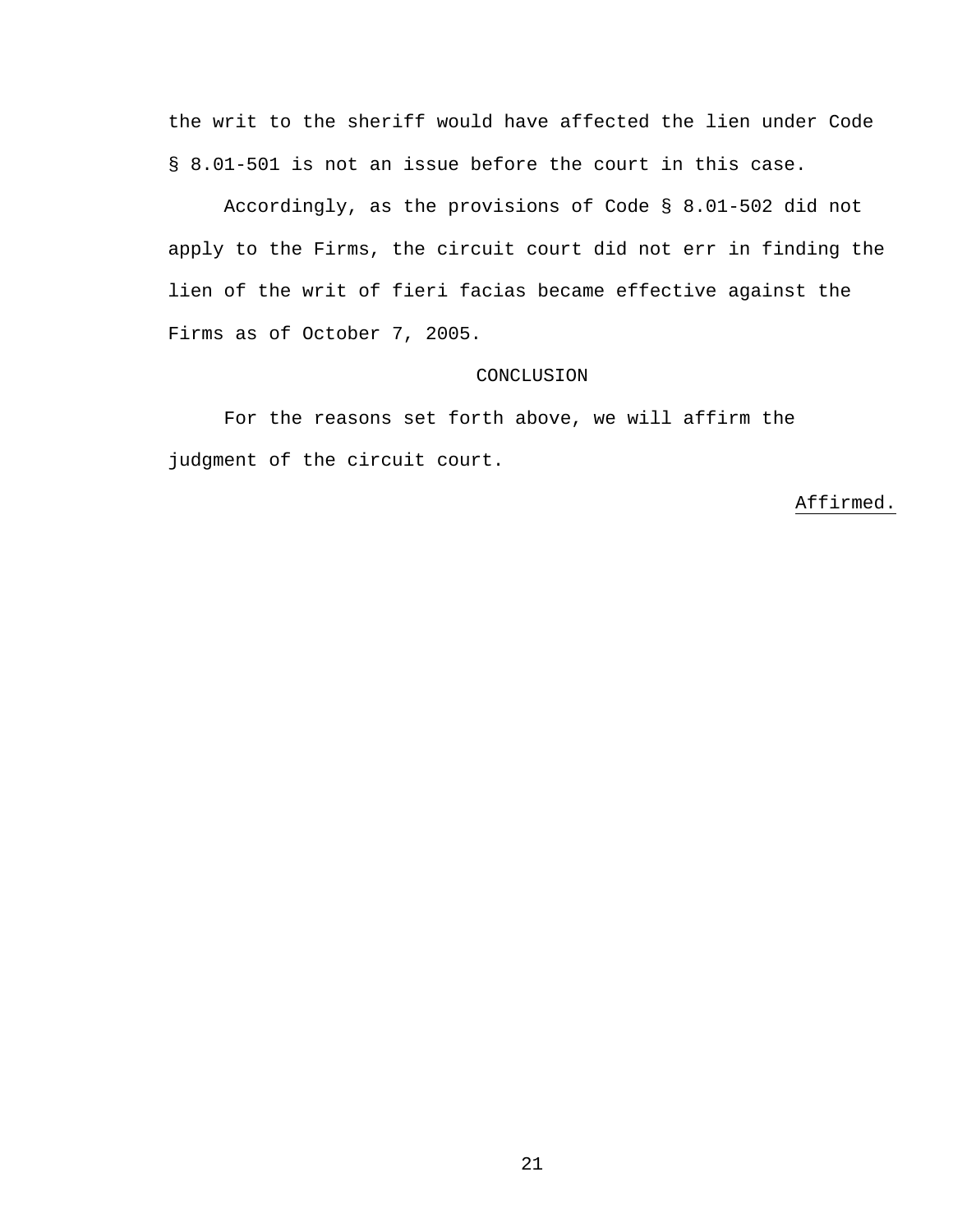the writ to the sheriff would have affected the lien under Code § 8.01-501 is not an issue before the court in this case.

Accordingly, as the provisions of Code § 8.01-502 did not apply to the Firms, the circuit court did not err in finding the lien of the writ of fieri facias became effective against the Firms as of October 7, 2005.

## CONCLUSION

For the reasons set forth above, we will affirm the judgment of the circuit court.

Affirmed.